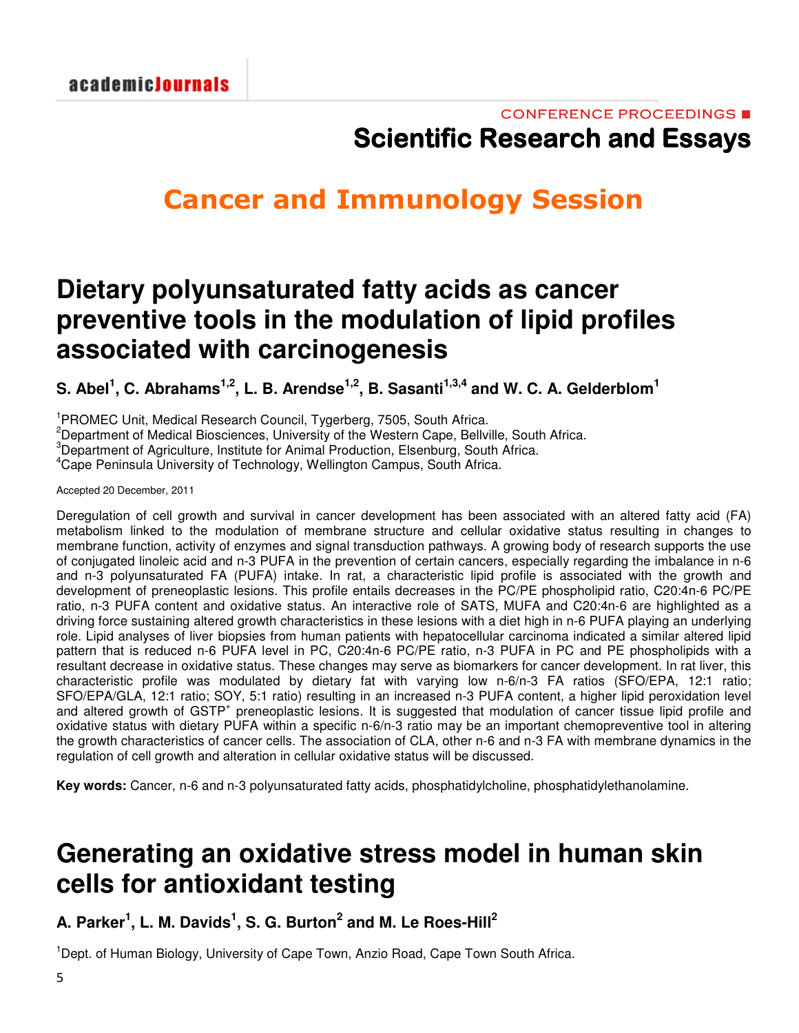CONFERENCE PROCEEDINGS

# Scientific Research and Essays

## Cancer and Immunology Session

## Dietary polyunsaturated fatty acids as cancer preventive tools in the modulation of lipid profiles associated with carcinogenesis

**S. Abel[1], C. Abrahams[1,2], L. B. Arendse[1,2], B. Sasanti[1,3,4] and W. C. A. Gelderblom[1]**

[1]PROMEC Unit, Medical Research Council, Tygerberg, 7505, South Africa.
[2]Department of Medical Biosciences, University of the Western Cape, Bellville, South Africa.
[3]Department of Agriculture, Institute for Animal Production, Elsenburg, South Africa.
[4]Cape Peninsula University of Technology, Wellington Campus, South Africa.

Accepted 20 December, 2011

Deregulation of cell growth and survival in cancer development has been associated with an altered fatty acid (FA) metabolism linked to the modulation of membrane structure and cellular oxidative status resulting in changes to membrane function, activity of enzymes and signal transduction pathways. A growing body of research supports the use of conjugated linoleic acid and n-3 PUFA in the prevention of certain cancers, especially regarding the imbalance in n-6 and n-3 polyunsaturated FA (PUFA) intake. In rat, a characteristic lipid profile is associated with the growth and development of preneoplastic lesions. This profile entails decreases in the PC/PE phospholipid ratio, C20:4n-6 PC/PE ratio, n-3 PUFA content and oxidative status. An interactive role of SATS, MUFA and C20:4n-6 are highlighted as a driving force sustaining altered growth characteristics in these lesions with a diet high in n-6 PUFA playing an underlying role. Lipid analyses of liver biopsies from human patients with hepatocellular carcinoma indicated a similar altered lipid pattern that is reduced n-6 PUFA level in PC, C20:4n-6 PC/PE ratio, n-3 PUFA in PC and PE phospholipids with a resultant decrease in oxidative status. These changes may serve as biomarkers for cancer development. In rat liver, this characteristic profile was modulated by dietary fat with varying low n-6/n-3 FA ratios (SFO/EPA, 12:1 ratio; SFO/EPA/GLA, 12:1 ratio; SOY, 5:1 ratio) resulting in an increased n-3 PUFA content, a higher lipid peroxidation level and altered growth of $GSTP^+$ preneoplastic lesions. It is suggested that modulation of cancer tissue lipid profile and oxidative status with dietary PUFA within a specific n-6/n-3 ratio may be an important chemopreventive tool in altering the growth characteristics of cancer cells. The association of CLA, other n-6 and n-3 FA with membrane dynamics in the regulation of cell growth and alteration in cellular oxidative status will be discussed.

**Key words:** Cancer, n-6 and n-3 polyunsaturated fatty acids, phosphatidylcholine, phosphatidylethanolamine.

## Generating an oxidative stress model in human skin cells for antioxidant testing

**A. Parker[1], L. M. Davids[1], S. G. Burton[2] and M. Le Roes-Hill[2]**

[1]Dept. of Human Biology, University of Cape Town, Anzio Road, Cape Town South Africa.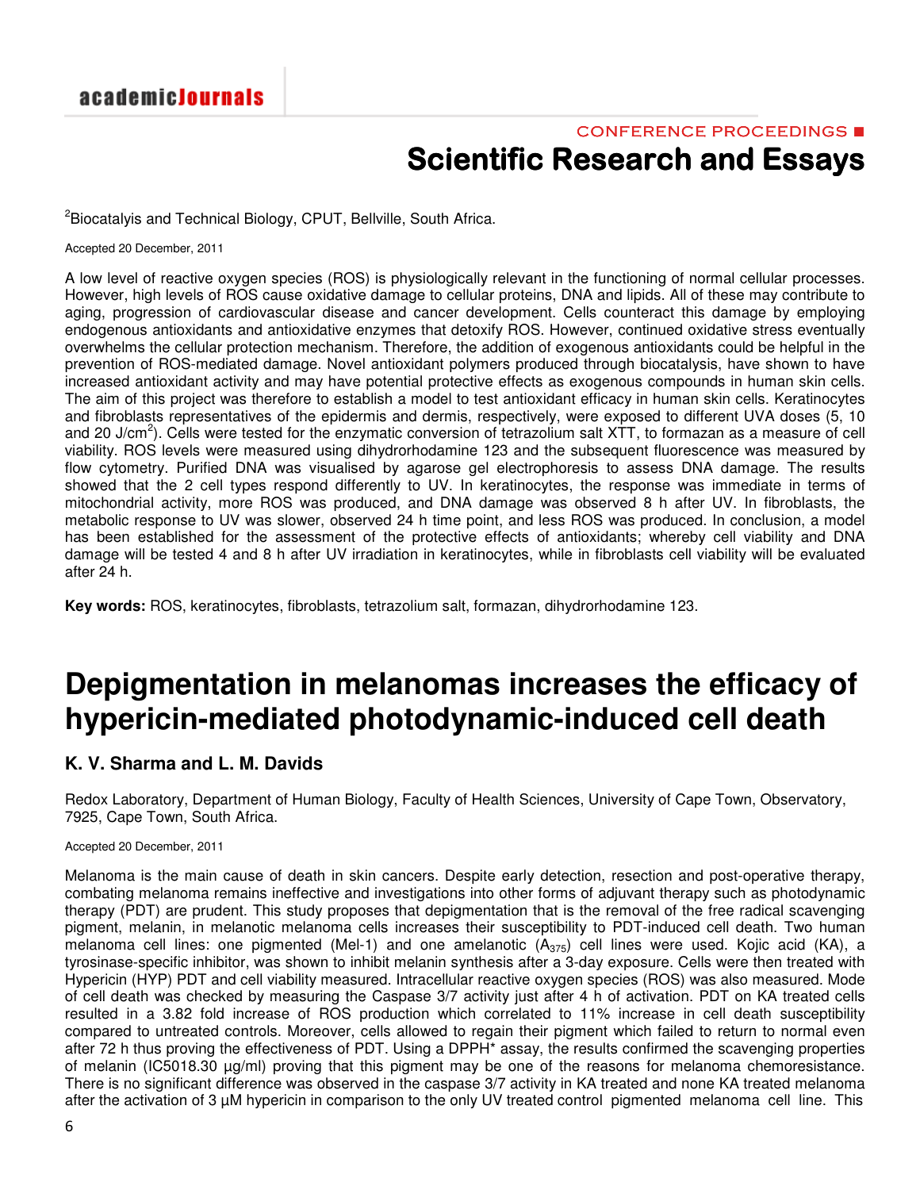[2]Biocatalyis and Technical Biology, CPUT, Bellville, South Africa.

Accepted 20 December, 2011

A low level of reactive oxygen species (ROS) is physiologically relevant in the functioning of normal cellular processes. However, high levels of ROS cause oxidative damage to cellular proteins, DNA and lipids. All of these may contribute to aging, progression of cardiovascular disease and cancer development. Cells counteract this damage by employing endogenous antioxidants and antioxidative enzymes that detoxify ROS. However, continued oxidative stress eventually overwhelms the cellular protection mechanism. Therefore, the addition of exogenous antioxidants could be helpful in the prevention of ROS-mediated damage. Novel antioxidant polymers produced through biocatalysis, have shown to have increased antioxidant activity and may have potential protective effects as exogenous compounds in human skin cells. The aim of this project was therefore to establish a model to test antioxidant efficacy in human skin cells. Keratinocytes and fibroblasts representatives of the epidermis and dermis, respectively, were exposed to different UVA doses (5, 10 and 20 J/cm$^2$). Cells were tested for the enzymatic conversion of tetrazolium salt XTT, to formazan as a measure of cell viability. ROS levels were measured using dihydrorhodamine 123 and the subsequent fluorescence was measured by flow cytometry. Purified DNA was visualised by agarose gel electrophoresis to assess DNA damage. The results showed that the 2 cell types respond differently to UV. In keratinocytes, the response was immediate in terms of mitochondrial activity, more ROS was produced, and DNA damage was observed 8 h after UV. In fibroblasts, the metabolic response to UV was slower, observed 24 h time point, and less ROS was produced. In conclusion, a model has been established for the assessment of the protective effects of antioxidants; whereby cell viability and DNA damage will be tested 4 and 8 h after UV irradiation in keratinocytes, while in fibroblasts cell viability will be evaluated after 24 h.

**Key words:** ROS, keratinocytes, fibroblasts, tetrazolium salt, formazan, dihydrorhodamine 123.

# Depigmentation in melanomas increases the efficacy of hypericin-mediated photodynamic-induced cell death

## K. V. Sharma and L. M. Davids

Redox Laboratory, Department of Human Biology, Faculty of Health Sciences, University of Cape Town, Observatory, 7925, Cape Town, South Africa.

Accepted 20 December, 2011

Melanoma is the main cause of death in skin cancers. Despite early detection, resection and post-operative therapy, combating melanoma remains ineffective and investigations into other forms of adjuvant therapy such as photodynamic therapy (PDT) are prudent. This study proposes that depigmentation that is the removal of the free radical scavenging pigment, melanin, in melanotic melanoma cells increases their susceptibility to PDT-induced cell death. Two human melanoma cell lines: one pigmented (Mel-1) and one amelanotic ($A_{375}$) cell lines were used. Kojic acid (KA), a tyrosinase-specific inhibitor, was shown to inhibit melanin synthesis after a 3-day exposure. Cells were then treated with Hypericin (HYP) PDT and cell viability measured. Intracellular reactive oxygen species (ROS) was also measured. Mode of cell death was checked by measuring the Caspase 3/7 activity just after 4 h of activation. PDT on KA treated cells resulted in a 3.82 fold increase of ROS production which correlated to 11% increase in cell death susceptibility compared to untreated controls. Moreover, cells allowed to regain their pigment which failed to return to normal even after 72 h thus proving the effectiveness of PDT. Using a DPPH* assay, the results confirmed the scavenging properties of melanin (IC5018.30 µg/ml) proving that this pigment may be one of the reasons for melanoma chemoresistance. There is no significant difference was observed in the caspase 3/7 activity in KA treated and none KA treated melanoma after the activation of 3 µM hypericin in comparison to the only UV treated control pigmented melanoma cell line. This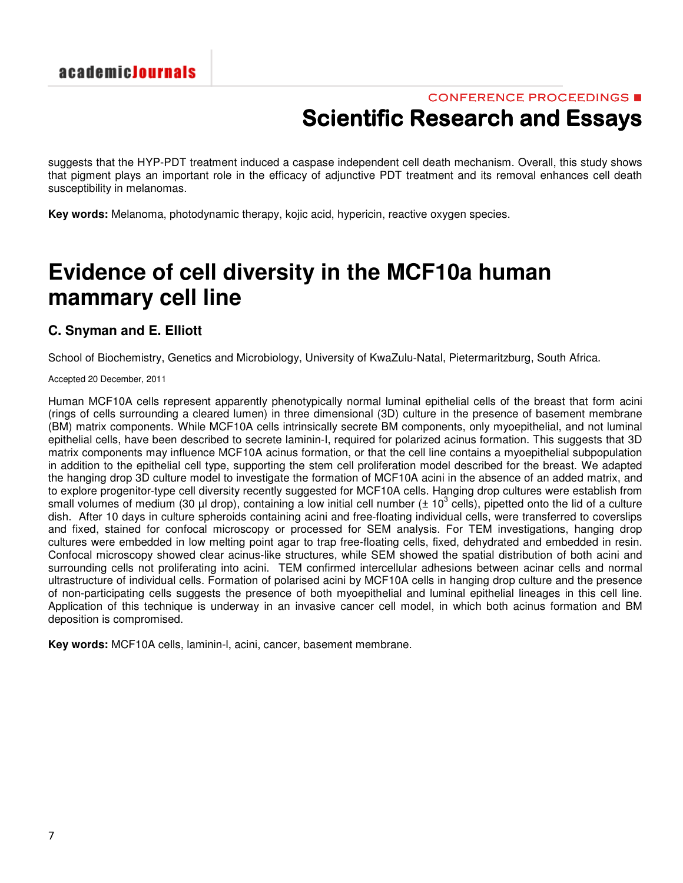suggests that the HYP-PDT treatment induced a caspase independent cell death mechanism. Overall, this study shows that pigment plays an important role in the efficacy of adjunctive PDT treatment and its removal enhances cell death susceptibility in melanomas.

**Key words:** Melanoma, photodynamic therapy, kojic acid, hypericin, reactive oxygen species.

# Evidence of cell diversity in the MCF10a human mammary cell line

## C. Snyman and E. Elliott

School of Biochemistry, Genetics and Microbiology, University of KwaZulu-Natal, Pietermaritzburg, South Africa.

Accepted 20 December, 2011

Human MCF10A cells represent apparently phenotypically normal luminal epithelial cells of the breast that form acini (rings of cells surrounding a cleared lumen) in three dimensional (3D) culture in the presence of basement membrane (BM) matrix components. While MCF10A cells intrinsically secrete BM components, only myoepithelial, and not luminal epithelial cells, have been described to secrete laminin-I, required for polarized acinus formation. This suggests that 3D matrix components may influence MCF10A acinus formation, or that the cell line contains a myoepithelial subpopulation in addition to the epithelial cell type, supporting the stem cell proliferation model described for the breast. We adapted the hanging drop 3D culture model to investigate the formation of MCF10A acini in the absence of an added matrix, and to explore progenitor-type cell diversity recently suggested for MCF10A cells. Hanging drop cultures were establish from small volumes of medium (30 µl drop), containing a low initial cell number (± $10^3$ cells), pipetted onto the lid of a culture dish. After 10 days in culture spheroids containing acini and free-floating individual cells, were transferred to coverslips and fixed, stained for confocal microscopy or processed for SEM analysis. For TEM investigations, hanging drop cultures were embedded in low melting point agar to trap free-floating cells, fixed, dehydrated and embedded in resin. Confocal microscopy showed clear acinus-like structures, while SEM showed the spatial distribution of both acini and surrounding cells not proliferating into acini. TEM confirmed intercellular adhesions between acinar cells and normal ultrastructure of individual cells. Formation of polarised acini by MCF10A cells in hanging drop culture and the presence of non-participating cells suggests the presence of both myoepithelial and luminal epithelial lineages in this cell line. Application of this technique is underway in an invasive cancer cell model, in which both acinus formation and BM deposition is compromised.

**Key words:** MCF10A cells, laminin-I, acini, cancer, basement membrane.